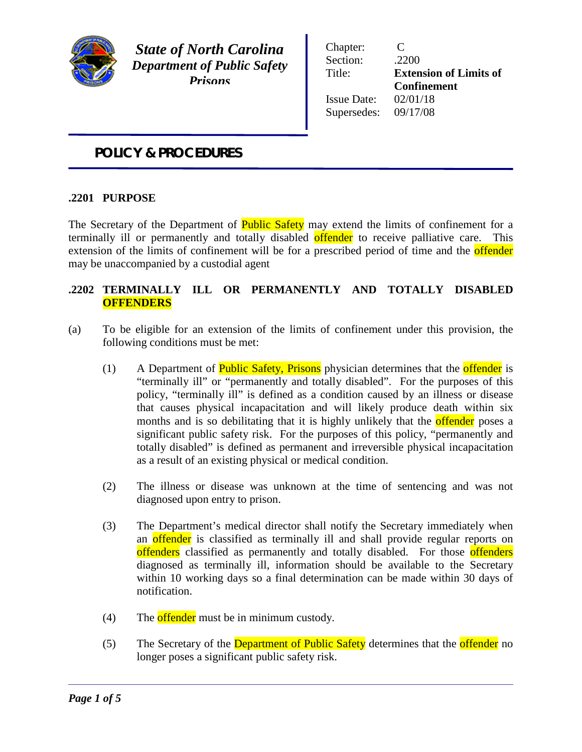***State of North Carolina***
***Department of Public Safety***
***Prisons***

| | |
|---|---|
| Chapter: | C |
| Section: | .2200 |
| Title: | **Extension of Limits of Confinement** |
| Issue Date: | 02/01/18 |
| Supersedes: | 09/17/08 |

## POLICY & PROCEDURES

### .2201 PURPOSE

The Secretary of the Department of Public Safety may extend the limits of confinement for a terminally ill or permanently and totally disabled offender to receive palliative care. This extension of the limits of confinement will be for a prescribed period of time and the offender may be unaccompanied by a custodial agent

### .2202 TERMINALLY ILL OR PERMANENTLY AND TOTALLY DISABLED OFFENDERS

(a) To be eligible for an extension of the limits of confinement under this provision, the following conditions must be met:

(1) A Department of Public Safety, Prisons physician determines that the offender is "terminally ill" or "permanently and totally disabled". For the purposes of this policy, "terminally ill" is defined as a condition caused by an illness or disease that causes physical incapacitation and will likely produce death within six months and is so debilitating that it is highly unlikely that the offender poses a significant public safety risk. For the purposes of this policy, "permanently and totally disabled" is defined as permanent and irreversible physical incapacitation as a result of an existing physical or medical condition.

(2) The illness or disease was unknown at the time of sentencing and was not diagnosed upon entry to prison.

(3) The Department's medical director shall notify the Secretary immediately when an offender is classified as terminally ill and shall provide regular reports on offenders classified as permanently and totally disabled. For those offenders diagnosed as terminally ill, information should be available to the Secretary within 10 working days so a final determination can be made within 30 days of notification.

(4) The offender must be in minimum custody.

(5) The Secretary of the Department of Public Safety determines that the offender no longer poses a significant public safety risk.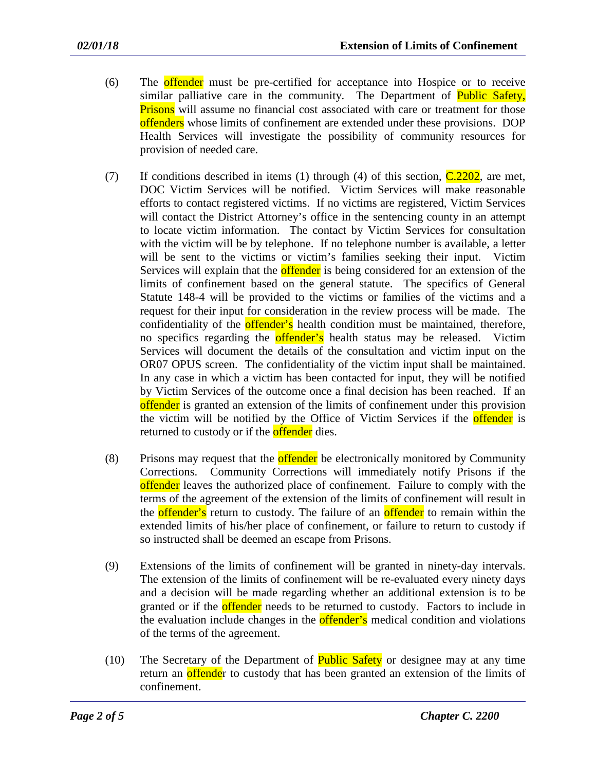(6) The offender must be pre-certified for acceptance into Hospice or to receive similar palliative care in the community. The Department of Public Safety, Prisons will assume no financial cost associated with care or treatment for those offenders whose limits of confinement are extended under these provisions. DOP Health Services will investigate the possibility of community resources for provision of needed care.

(7) If conditions described in items (1) through (4) of this section, C.2202, are met, DOC Victim Services will be notified. Victim Services will make reasonable efforts to contact registered victims. If no victims are registered, Victim Services will contact the District Attorney's office in the sentencing county in an attempt to locate victim information. The contact by Victim Services for consultation with the victim will be by telephone. If no telephone number is available, a letter will be sent to the victims or victim's families seeking their input. Victim Services will explain that the offender is being considered for an extension of the limits of confinement based on the general statute. The specifics of General Statute 148-4 will be provided to the victims or families of the victims and a request for their input for consideration in the review process will be made. The confidentiality of the offender's health condition must be maintained, therefore, no specifics regarding the offender's health status may be released. Victim Services will document the details of the consultation and victim input on the OR07 OPUS screen. The confidentiality of the victim input shall be maintained. In any case in which a victim has been contacted for input, they will be notified by Victim Services of the outcome once a final decision has been reached. If an offender is granted an extension of the limits of confinement under this provision the victim will be notified by the Office of Victim Services if the offender is returned to custody or if the offender dies.

(8) Prisons may request that the offender be electronically monitored by Community Corrections. Community Corrections will immediately notify Prisons if the offender leaves the authorized place of confinement. Failure to comply with the terms of the agreement of the extension of the limits of confinement will result in the offender's return to custody. The failure of an offender to remain within the extended limits of his/her place of confinement, or failure to return to custody if so instructed shall be deemed an escape from Prisons.

(9) Extensions of the limits of confinement will be granted in ninety-day intervals. The extension of the limits of confinement will be re-evaluated every ninety days and a decision will be made regarding whether an additional extension is to be granted or if the offender needs to be returned to custody. Factors to include in the evaluation include changes in the offender's medical condition and violations of the terms of the agreement.

(10) The Secretary of the Department of Public Safety or designee may at any time return an offender to custody that has been granted an extension of the limits of confinement.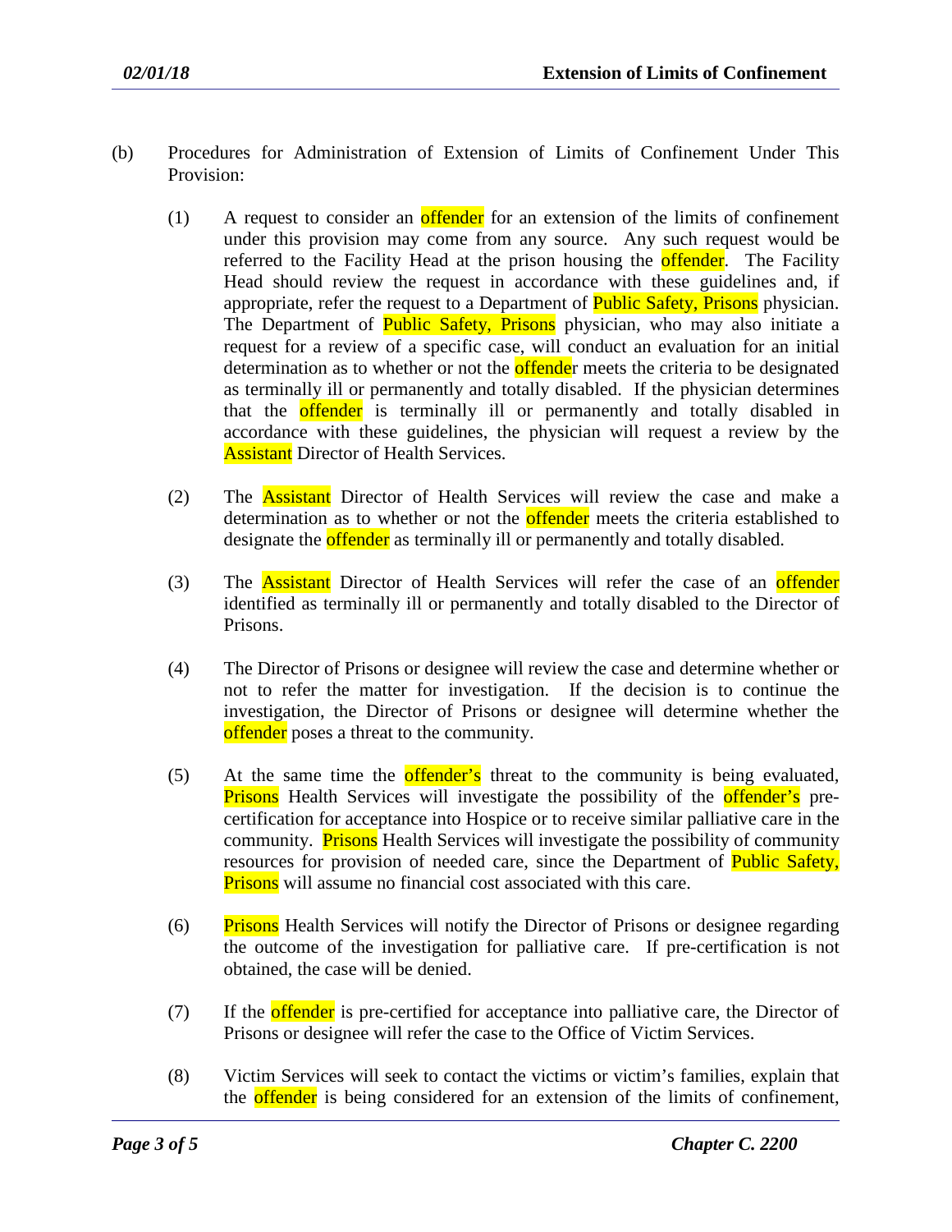(b) Procedures for Administration of Extension of Limits of Confinement Under This Provision:

(1) A request to consider an offender for an extension of the limits of confinement under this provision may come from any source. Any such request would be referred to the Facility Head at the prison housing the offender. The Facility Head should review the request in accordance with these guidelines and, if appropriate, refer the request to a Department of Public Safety, Prisons physician. The Department of Public Safety, Prisons physician, who may also initiate a request for a review of a specific case, will conduct an evaluation for an initial determination as to whether or not the offender meets the criteria to be designated as terminally ill or permanently and totally disabled. If the physician determines that the offender is terminally ill or permanently and totally disabled in accordance with these guidelines, the physician will request a review by the Assistant Director of Health Services.

(2) The Assistant Director of Health Services will review the case and make a determination as to whether or not the offender meets the criteria established to designate the offender as terminally ill or permanently and totally disabled.

(3) The Assistant Director of Health Services will refer the case of an offender identified as terminally ill or permanently and totally disabled to the Director of Prisons.

(4) The Director of Prisons or designee will review the case and determine whether or not to refer the matter for investigation. If the decision is to continue the investigation, the Director of Prisons or designee will determine whether the offender poses a threat to the community.

(5) At the same time the offender's threat to the community is being evaluated, Prisons Health Services will investigate the possibility of the offender's pre-certification for acceptance into Hospice or to receive similar palliative care in the community. Prisons Health Services will investigate the possibility of community resources for provision of needed care, since the Department of Public Safety, Prisons will assume no financial cost associated with this care.

(6) Prisons Health Services will notify the Director of Prisons or designee regarding the outcome of the investigation for palliative care. If pre-certification is not obtained, the case will be denied.

(7) If the offender is pre-certified for acceptance into palliative care, the Director of Prisons or designee will refer the case to the Office of Victim Services.

(8) Victim Services will seek to contact the victims or victim's families, explain that the offender is being considered for an extension of the limits of confinement,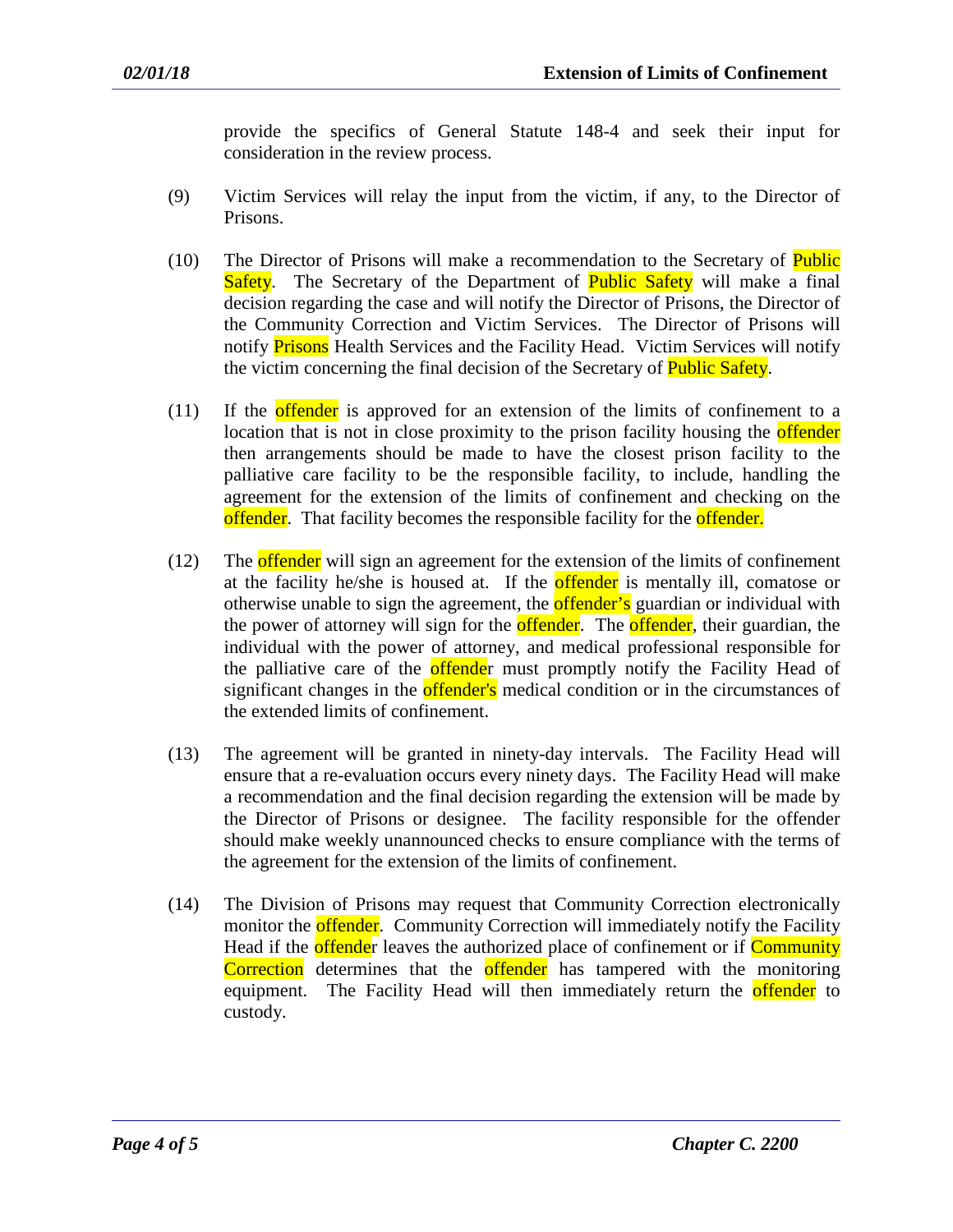provide the specifics of General Statute 148-4 and seek their input for consideration in the review process.

(9) Victim Services will relay the input from the victim, if any, to the Director of Prisons.

(10) The Director of Prisons will make a recommendation to the Secretary of Public Safety. The Secretary of the Department of Public Safety will make a final decision regarding the case and will notify the Director of Prisons, the Director of the Community Correction and Victim Services. The Director of Prisons will notify Prisons Health Services and the Facility Head. Victim Services will notify the victim concerning the final decision of the Secretary of Public Safety.

(11) If the offender is approved for an extension of the limits of confinement to a location that is not in close proximity to the prison facility housing the offender then arrangements should be made to have the closest prison facility to the palliative care facility to be the responsible facility, to include, handling the agreement for the extension of the limits of confinement and checking on the offender. That facility becomes the responsible facility for the offender.

(12) The offender will sign an agreement for the extension of the limits of confinement at the facility he/she is housed at. If the offender is mentally ill, comatose or otherwise unable to sign the agreement, the offender's guardian or individual with the power of attorney will sign for the offender. The offender, their guardian, the individual with the power of attorney, and medical professional responsible for the palliative care of the offender must promptly notify the Facility Head of significant changes in the offender's medical condition or in the circumstances of the extended limits of confinement.

(13) The agreement will be granted in ninety-day intervals. The Facility Head will ensure that a re-evaluation occurs every ninety days. The Facility Head will make a recommendation and the final decision regarding the extension will be made by the Director of Prisons or designee. The facility responsible for the offender should make weekly unannounced checks to ensure compliance with the terms of the agreement for the extension of the limits of confinement.

(14) The Division of Prisons may request that Community Correction electronically monitor the offender. Community Correction will immediately notify the Facility Head if the offender leaves the authorized place of confinement or if Community Correction determines that the offender has tampered with the monitoring equipment. The Facility Head will then immediately return the offender to custody.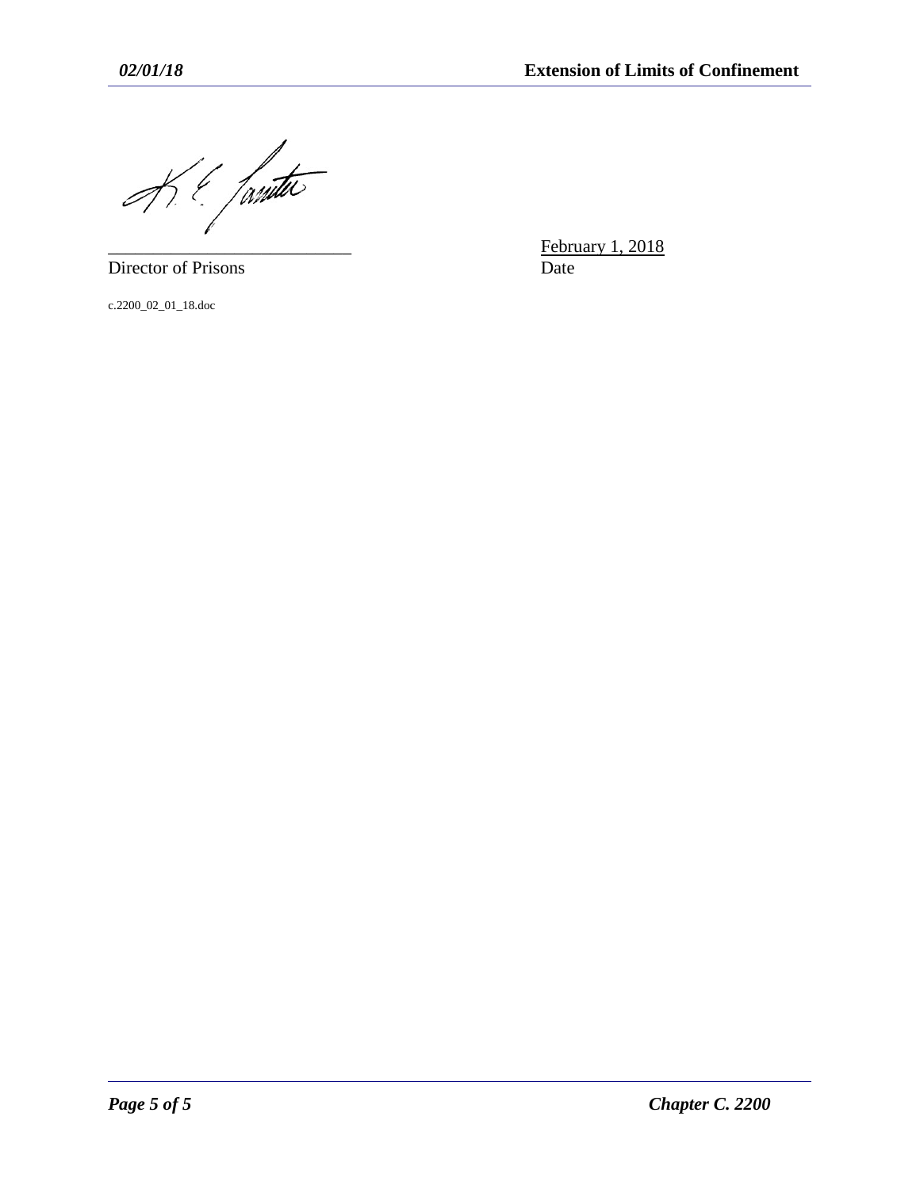\_\_\_\_\_\_\_\_\_\_\_\_\_\_\_\_\_\_\_\_\_\_\_\_\_\_\_
Director of Prisons

February 1, 2018
Date

c.2200_02_01_18.doc